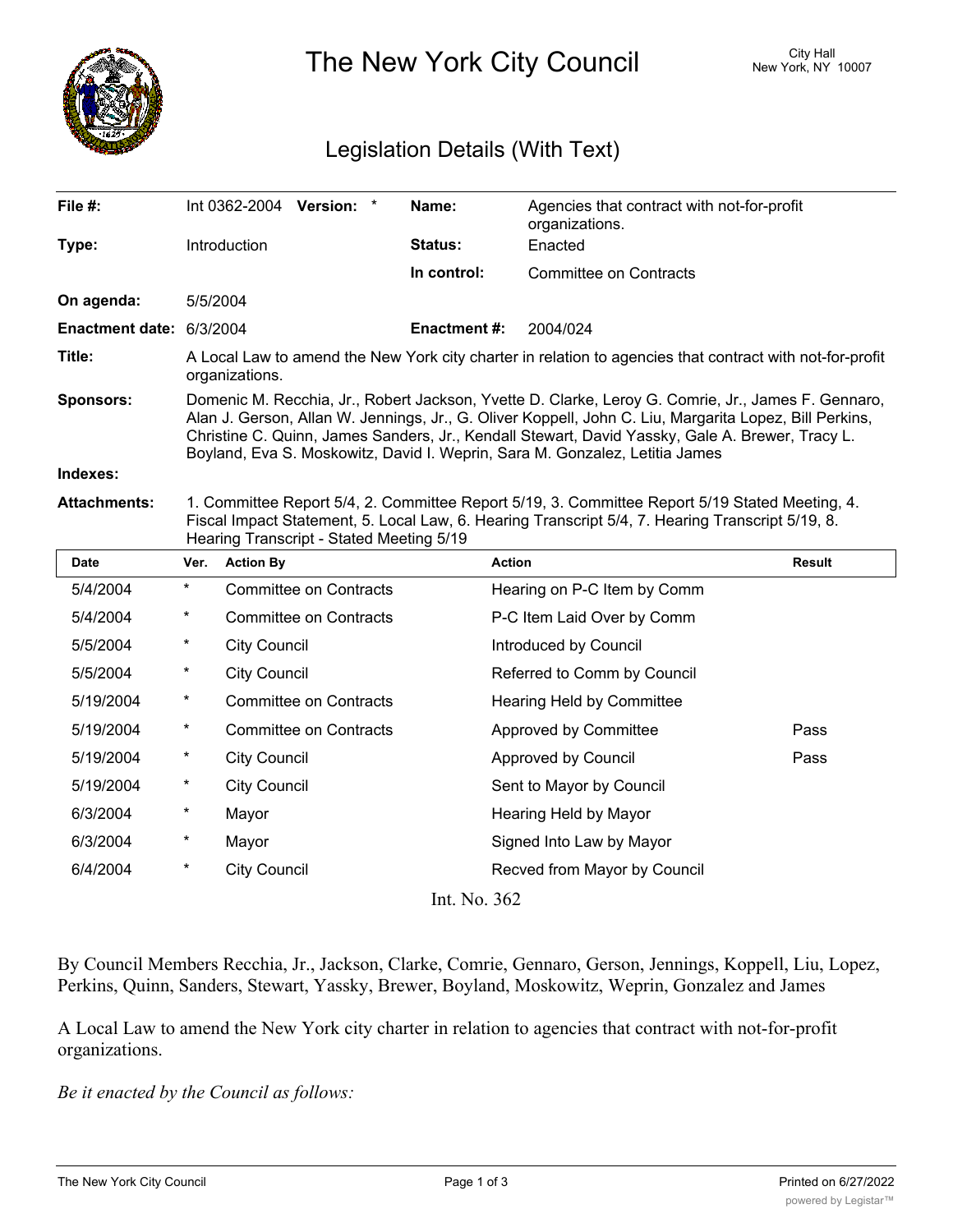# The New York City Council

City Hall
New York, NY 10007

## Legislation Details (With Text)

| | | | |
|---|---|---|---|
| **File #:** | Int 0362-2004 **Version:** * | **Name:** | Agencies that contract with not-for-profit organizations. |
| **Type:** | Introduction | **Status:** | Enacted |
| | | **In control:** | Committee on Contracts |
| **On agenda:** | 5/5/2004 | | |
| **Enactment date:** | 6/3/2004 | **Enactment #:** | 2004/024 |

**Title:** A Local Law to amend the New York city charter in relation to agencies that contract with not-for-profit organizations.

**Sponsors:** Domenic M. Recchia, Jr., Robert Jackson, Yvette D. Clarke, Leroy G. Comrie, Jr., James F. Gennaro, Alan J. Gerson, Allan W. Jennings, Jr., G. Oliver Koppell, John C. Liu, Margarita Lopez, Bill Perkins, Christine C. Quinn, James Sanders, Jr., Kendall Stewart, David Yassky, Gale A. Brewer, Tracy L. Boyland, Eva S. Moskowitz, David I. Weprin, Sara M. Gonzalez, Letitia James

**Indexes:**

**Attachments:** 1. Committee Report 5/4, 2. Committee Report 5/19, 3. Committee Report 5/19 Stated Meeting, 4. Fiscal Impact Statement, 5. Local Law, 6. Hearing Transcript 5/4, 7. Hearing Transcript 5/19, 8. Hearing Transcript - Stated Meeting 5/19

| Date | Ver. | Action By | Action | Result |
|---|---|---|---|---|
| 5/4/2004 | * | Committee on Contracts | Hearing on P-C Item by Comm | |
| 5/4/2004 | * | Committee on Contracts | P-C Item Laid Over by Comm | |
| 5/5/2004 | * | City Council | Introduced by Council | |
| 5/5/2004 | * | City Council | Referred to Comm by Council | |
| 5/19/2004 | * | Committee on Contracts | Hearing Held by Committee | |
| 5/19/2004 | * | Committee on Contracts | Approved by Committee | Pass |
| 5/19/2004 | * | City Council | Approved by Council | Pass |
| 5/19/2004 | * | City Council | Sent to Mayor by Council | |
| 6/3/2004 | * | Mayor | Hearing Held by Mayor | |
| 6/3/2004 | * | Mayor | Signed Into Law by Mayor | |
| 6/4/2004 | * | City Council | Recved from Mayor by Council | |

Int. No. 362

By Council Members Recchia, Jr., Jackson, Clarke, Comrie, Gennaro, Gerson, Jennings, Koppell, Liu, Lopez, Perkins, Quinn, Sanders, Stewart, Yassky, Brewer, Boyland, Moskowitz, Weprin, Gonzalez and James

A Local Law to amend the New York city charter in relation to agencies that contract with not-for-profit organizations.

*Be it enacted by the Council as follows:*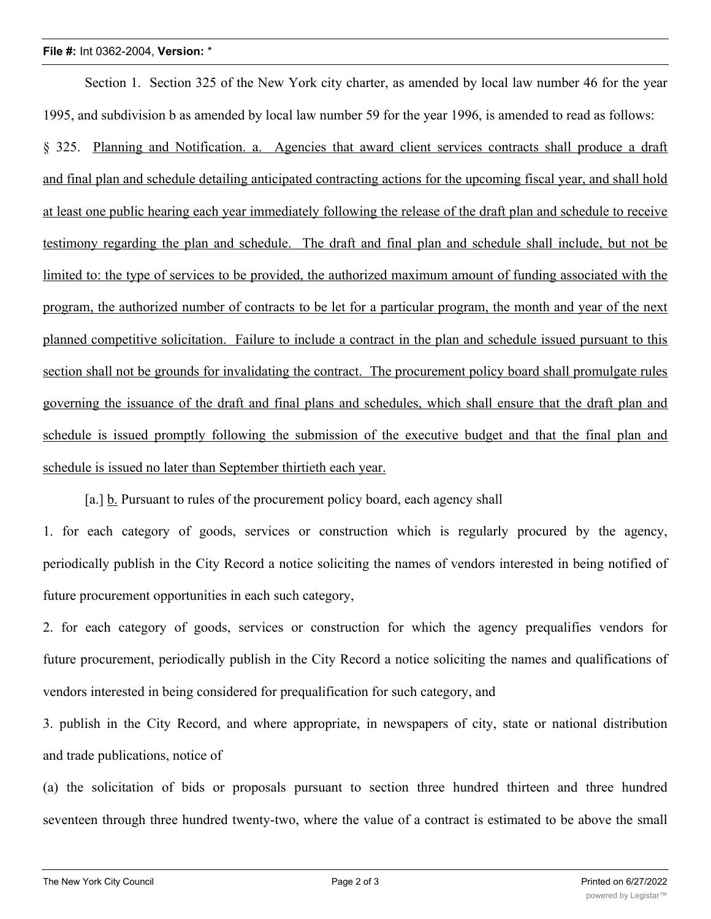Section 1. Section 325 of the New York city charter, as amended by local law number 46 for the year 1995, and subdivision b as amended by local law number 59 for the year 1996, is amended to read as follows:

§ 325. <u>Planning and Notification. a. Agencies that award client services contracts shall produce a draft and final plan and schedule detailing anticipated contracting actions for the upcoming fiscal year, and shall hold at least one public hearing each year immediately following the release of the draft plan and schedule to receive testimony regarding the plan and schedule. The draft and final plan and schedule shall include, but not be limited to: the type of services to be provided, the authorized maximum amount of funding associated with the program, the authorized number of contracts to be let for a particular program, the month and year of the next planned competitive solicitation. Failure to include a contract in the plan and schedule issued pursuant to this section shall not be grounds for invalidating the contract. The procurement policy board shall promulgate rules governing the issuance of the draft and final plans and schedules, which shall ensure that the draft plan and schedule is issued promptly following the submission of the executive budget and that the final plan and schedule is issued no later than September thirtieth each year.</u>

[a.] <u>b.</u> Pursuant to rules of the procurement policy board, each agency shall

1. for each category of goods, services or construction which is regularly procured by the agency, periodically publish in the City Record a notice soliciting the names of vendors interested in being notified of future procurement opportunities in each such category,

2. for each category of goods, services or construction for which the agency prequalifies vendors for future procurement, periodically publish in the City Record a notice soliciting the names and qualifications of vendors interested in being considered for prequalification for such category, and

3. publish in the City Record, and where appropriate, in newspapers of city, state or national distribution and trade publications, notice of

(a) the solicitation of bids or proposals pursuant to section three hundred thirteen and three hundred seventeen through three hundred twenty-two, where the value of a contract is estimated to be above the small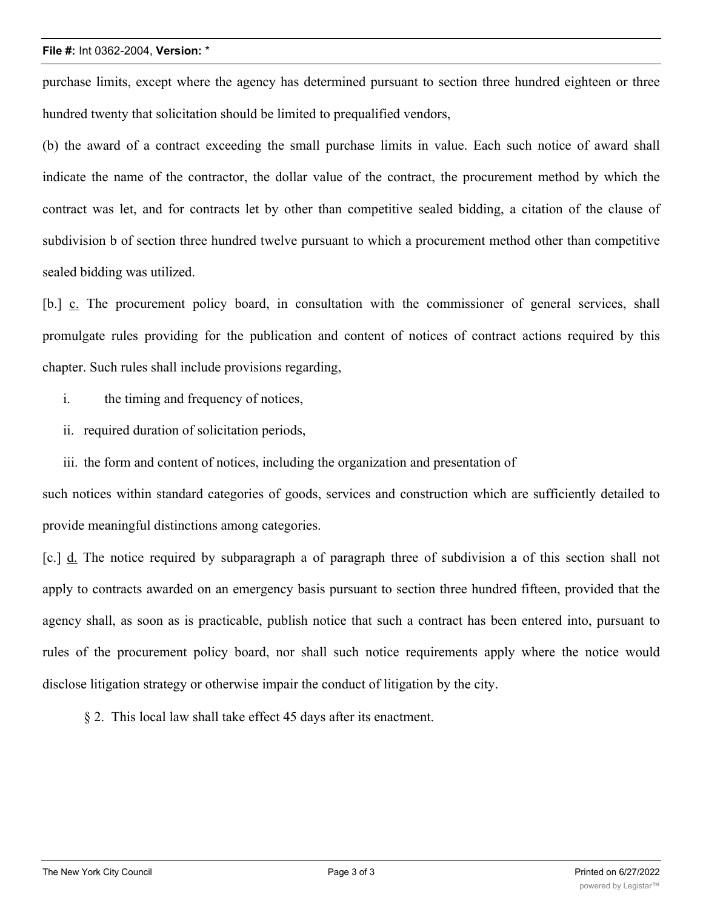purchase limits, except where the agency has determined pursuant to section three hundred eighteen or three hundred twenty that solicitation should be limited to prequalified vendors,

(b) the award of a contract exceeding the small purchase limits in value. Each such notice of award shall indicate the name of the contractor, the dollar value of the contract, the procurement method by which the contract was let, and for contracts let by other than competitive sealed bidding, a citation of the clause of subdivision b of section three hundred twelve pursuant to which a procurement method other than competitive sealed bidding was utilized.

[b.] <u>c.</u> The procurement policy board, in consultation with the commissioner of general services, shall promulgate rules providing for the publication and content of notices of contract actions required by this chapter. Such rules shall include provisions regarding,

i. the timing and frequency of notices,

ii. required duration of solicitation periods,

iii. the form and content of notices, including the organization and presentation of such notices within standard categories of goods, services and construction which are sufficiently detailed to provide meaningful distinctions among categories.

[c.] <u>d.</u> The notice required by subparagraph a of paragraph three of subdivision a of this section shall not apply to contracts awarded on an emergency basis pursuant to section three hundred fifteen, provided that the agency shall, as soon as is practicable, publish notice that such a contract has been entered into, pursuant to rules of the procurement policy board, nor shall such notice requirements apply where the notice would disclose litigation strategy or otherwise impair the conduct of litigation by the city.

§ 2. This local law shall take effect 45 days after its enactment.